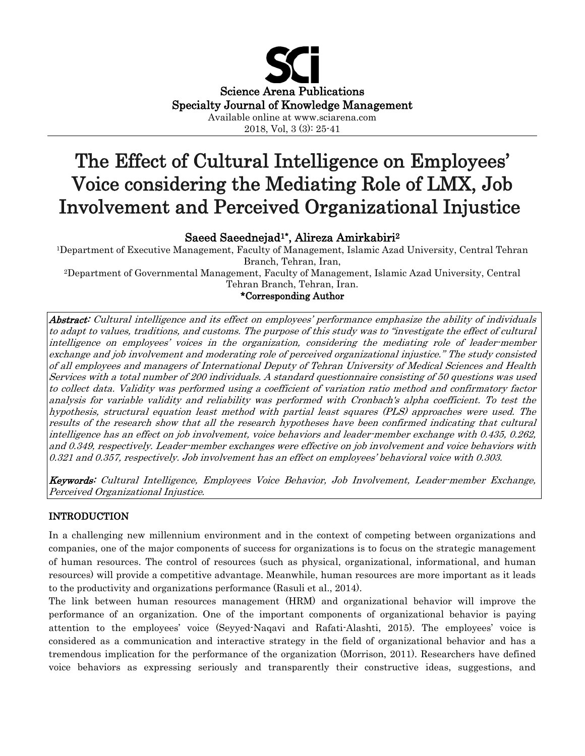Science Arena Publications
Specialty Journal of Knowledge Management
Available online at www.sciarena.com
2018, Vol, 3 (3): 25-41

# The Effect of Cultural Intelligence on Employees' Voice considering the Mediating Role of LMX, Job Involvement and Perceived Organizational Injustice

**Saeed Saeednejad[1]*, Alireza Amirkabiri[2]**

[1]Department of Executive Management, Faculty of Management, Islamic Azad University, Central Tehran Branch, Tehran, Iran,

[2]Department of Governmental Management, Faculty of Management, Islamic Azad University, Central Tehran Branch, Tehran, Iran.

**\*Corresponding Author**

***Abstract:*** *Cultural intelligence and its effect on employees' performance emphasize the ability of individuals to adapt to values, traditions, and customs. The purpose of this study was to "investigate the effect of cultural intelligence on employees' voices in the organization, considering the mediating role of leader-member exchange and job involvement and moderating role of perceived organizational injustice." The study consisted of all employees and managers of International Deputy of Tehran University of Medical Sciences and Health Services with a total number of 200 individuals. A standard questionnaire consisting of 50 questions was used to collect data. Validity was performed using a coefficient of variation ratio method and confirmatory factor analysis for variable validity and reliability was performed with Cronbach's alpha coefficient. To test the hypothesis, structural equation least method with partial least squares (PLS) approaches were used. The results of the research show that all the research hypotheses have been confirmed indicating that cultural intelligence has an effect on job involvement, voice behaviors and leader-member exchange with 0.435, 0.262, and 0.349, respectively. Leader-member exchanges were effective on job involvement and voice behaviors with 0.321 and 0.357, respectively. Job involvement has an effect on employees' behavioral voice with 0.303.*

***Keywords:*** *Cultural Intelligence, Employees Voice Behavior, Job Involvement, Leader-member Exchange, Perceived Organizational Injustice.*

## INTRODUCTION

In a challenging new millennium environment and in the context of competing between organizations and companies, one of the major components of success for organizations is to focus on the strategic management of human resources. The control of resources (such as physical, organizational, informational, and human resources) will provide a competitive advantage. Meanwhile, human resources are more important as it leads to the productivity and organizations performance (Rasuli et al., 2014).

The link between human resources management (HRM) and organizational behavior will improve the performance of an organization. One of the important components of organizational behavior is paying attention to the employees' voice (Seyyed-Naqavi and Rafati-Alashti, 2015). The employees' voice is considered as a communication and interactive strategy in the field of organizational behavior and has a tremendous implication for the performance of the organization (Morrison, 2011). Researchers have defined voice behaviors as expressing seriously and transparently their constructive ideas, suggestions, and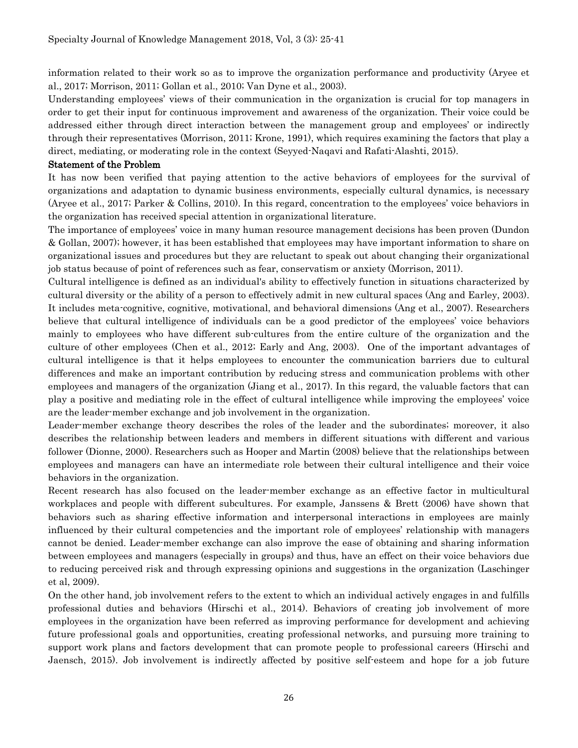information related to their work so as to improve the organization performance and productivity (Aryee et al., 2017; Morrison, 2011; Gollan et al., 2010; Van Dyne et al., 2003).

Understanding employees' views of their communication in the organization is crucial for top managers in order to get their input for continuous improvement and awareness of the organization. Their voice could be addressed either through direct interaction between the management group and employees' or indirectly through their representatives (Morrison, 2011; Krone, 1991), which requires examining the factors that play a direct, mediating, or moderating role in the context (Seyyed-Naqavi and Rafati-Alashti, 2015).

## Statement of the Problem

It has now been verified that paying attention to the active behaviors of employees for the survival of organizations and adaptation to dynamic business environments, especially cultural dynamics, is necessary (Aryee et al., 2017; Parker & Collins, 2010). In this regard, concentration to the employees' voice behaviors in the organization has received special attention in organizational literature.

The importance of employees' voice in many human resource management decisions has been proven (Dundon & Gollan, 2007); however, it has been established that employees may have important information to share on organizational issues and procedures but they are reluctant to speak out about changing their organizational job status because of point of references such as fear, conservatism or anxiety (Morrison, 2011).

Cultural intelligence is defined as an individual's ability to effectively function in situations characterized by cultural diversity or the ability of a person to effectively admit in new cultural spaces (Ang and Earley, 2003). It includes meta-cognitive, cognitive, motivational, and behavioral dimensions (Ang et al., 2007). Researchers believe that cultural intelligence of individuals can be a good predictor of the employees' voice behaviors mainly to employees who have different sub-cultures from the entire culture of the organization and the culture of other employees (Chen et al., 2012; Early and Ang, 2003). One of the important advantages of cultural intelligence is that it helps employees to encounter the communication barriers due to cultural differences and make an important contribution by reducing stress and communication problems with other employees and managers of the organization (Jiang et al., 2017). In this regard, the valuable factors that can play a positive and mediating role in the effect of cultural intelligence while improving the employees' voice are the leader-member exchange and job involvement in the organization.

Leader-member exchange theory describes the roles of the leader and the subordinates; moreover, it also describes the relationship between leaders and members in different situations with different and various follower (Dionne, 2000). Researchers such as Hooper and Martin (2008) believe that the relationships between employees and managers can have an intermediate role between their cultural intelligence and their voice behaviors in the organization.

Recent research has also focused on the leader-member exchange as an effective factor in multicultural workplaces and people with different subcultures. For example, Janssens & Brett (2006) have shown that behaviors such as sharing effective information and interpersonal interactions in employees are mainly influenced by their cultural competencies and the important role of employees' relationship with managers cannot be denied. Leader-member exchange can also improve the ease of obtaining and sharing information between employees and managers (especially in groups) and thus, have an effect on their voice behaviors due to reducing perceived risk and through expressing opinions and suggestions in the organization (Laschinger et al, 2009).

On the other hand, job involvement refers to the extent to which an individual actively engages in and fulfills professional duties and behaviors (Hirschi et al., 2014). Behaviors of creating job involvement of more employees in the organization have been referred as improving performance for development and achieving future professional goals and opportunities, creating professional networks, and pursuing more training to support work plans and factors development that can promote people to professional careers (Hirschi and Jaensch, 2015). Job involvement is indirectly affected by positive self-esteem and hope for a job future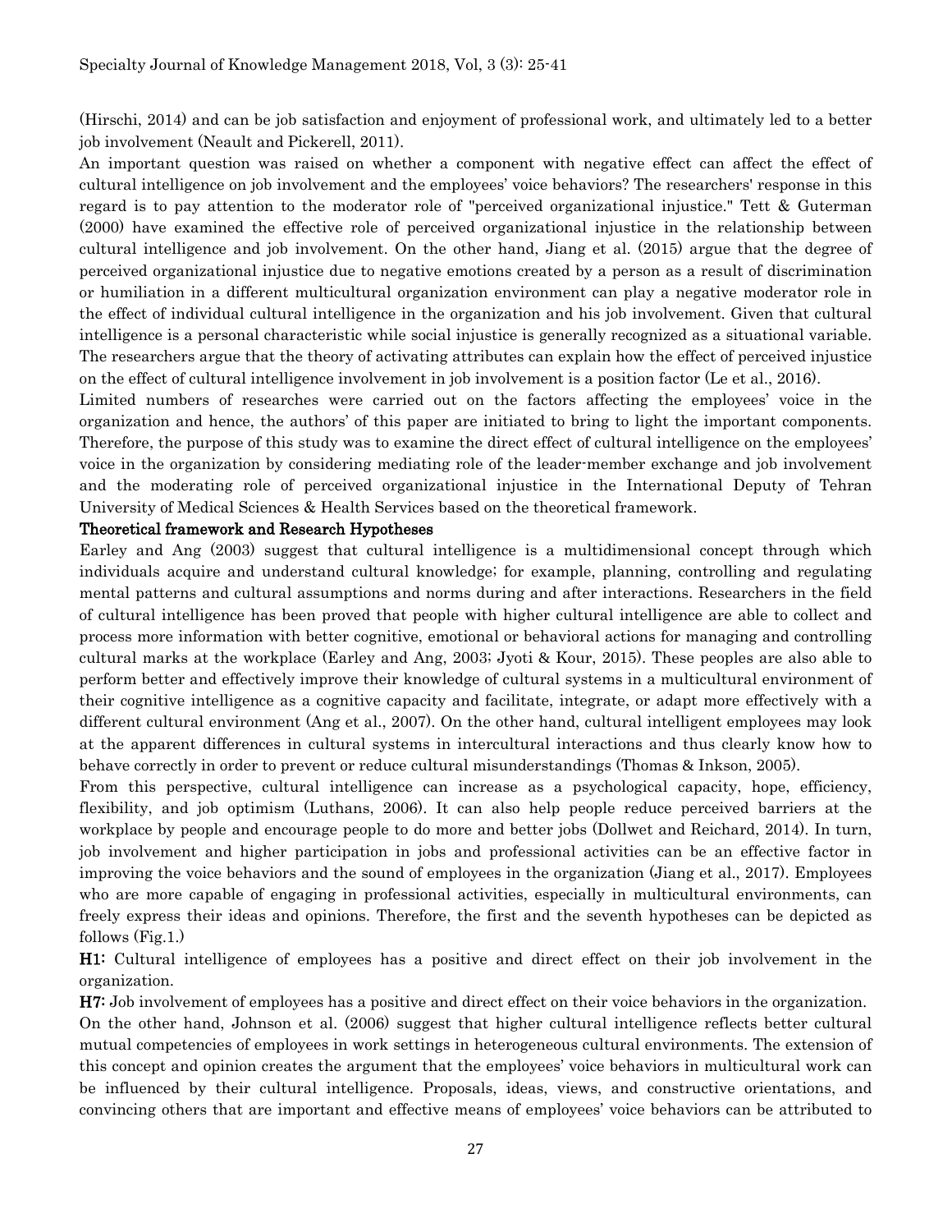(Hirschi, 2014) and can be job satisfaction and enjoyment of professional work, and ultimately led to a better job involvement (Neault and Pickerell, 2011).

An important question was raised on whether a component with negative effect can affect the effect of cultural intelligence on job involvement and the employees' voice behaviors? The researchers' response in this regard is to pay attention to the moderator role of "perceived organizational injustice." Tett & Guterman (2000) have examined the effective role of perceived organizational injustice in the relationship between cultural intelligence and job involvement. On the other hand, Jiang et al. (2015) argue that the degree of perceived organizational injustice due to negative emotions created by a person as a result of discrimination or humiliation in a different multicultural organization environment can play a negative moderator role in the effect of individual cultural intelligence in the organization and his job involvement. Given that cultural intelligence is a personal characteristic while social injustice is generally recognized as a situational variable. The researchers argue that the theory of activating attributes can explain how the effect of perceived injustice on the effect of cultural intelligence involvement in job involvement is a position factor (Le et al., 2016).

Limited numbers of researches were carried out on the factors affecting the employees' voice in the organization and hence, the authors' of this paper are initiated to bring to light the important components. Therefore, the purpose of this study was to examine the direct effect of cultural intelligence on the employees' voice in the organization by considering mediating role of the leader-member exchange and job involvement and the moderating role of perceived organizational injustice in the International Deputy of Tehran University of Medical Sciences & Health Services based on the theoretical framework.

## Theoretical framework and Research Hypotheses

Earley and Ang (2003) suggest that cultural intelligence is a multidimensional concept through which individuals acquire and understand cultural knowledge; for example, planning, controlling and regulating mental patterns and cultural assumptions and norms during and after interactions. Researchers in the field of cultural intelligence has been proved that people with higher cultural intelligence are able to collect and process more information with better cognitive, emotional or behavioral actions for managing and controlling cultural marks at the workplace (Earley and Ang, 2003; Jyoti & Kour, 2015). These peoples are also able to perform better and effectively improve their knowledge of cultural systems in a multicultural environment of their cognitive intelligence as a cognitive capacity and facilitate, integrate, or adapt more effectively with a different cultural environment (Ang et al., 2007). On the other hand, cultural intelligent employees may look at the apparent differences in cultural systems in intercultural interactions and thus clearly know how to behave correctly in order to prevent or reduce cultural misunderstandings (Thomas & Inkson, 2005).

From this perspective, cultural intelligence can increase as a psychological capacity, hope, efficiency, flexibility, and job optimism (Luthans, 2006). It can also help people reduce perceived barriers at the workplace by people and encourage people to do more and better jobs (Dollwet and Reichard, 2014). In turn, job involvement and higher participation in jobs and professional activities can be an effective factor in improving the voice behaviors and the sound of employees in the organization (Jiang et al., 2017). Employees who are more capable of engaging in professional activities, especially in multicultural environments, can freely express their ideas and opinions. Therefore, the first and the seventh hypotheses can be depicted as follows (Fig.1.)

**H1:** Cultural intelligence of employees has a positive and direct effect on their job involvement in the organization.

**H7:** Job involvement of employees has a positive and direct effect on their voice behaviors in the organization.

On the other hand, Johnson et al. (2006) suggest that higher cultural intelligence reflects better cultural mutual competencies of employees in work settings in heterogeneous cultural environments. The extension of this concept and opinion creates the argument that the employees' voice behaviors in multicultural work can be influenced by their cultural intelligence. Proposals, ideas, views, and constructive orientations, and convincing others that are important and effective means of employees' voice behaviors can be attributed to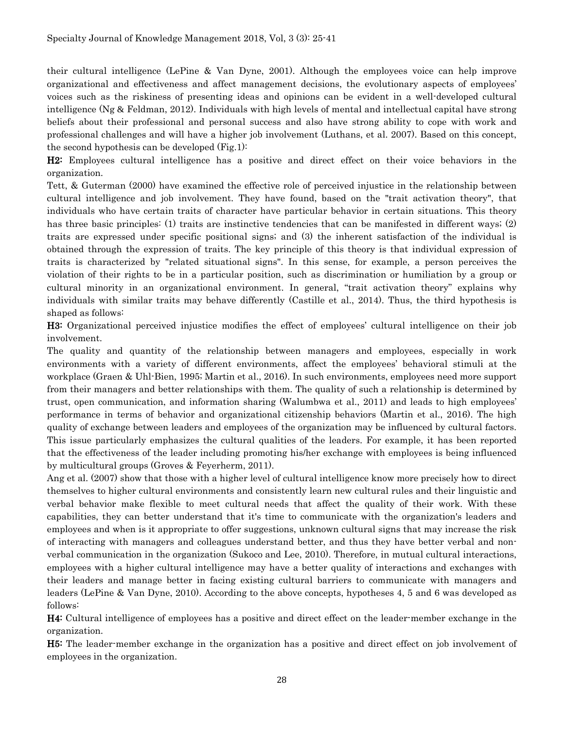their cultural intelligence (LePine & Van Dyne, 2001). Although the employees voice can help improve organizational and effectiveness and affect management decisions, the evolutionary aspects of employees' voices such as the riskiness of presenting ideas and opinions can be evident in a well-developed cultural intelligence (Ng & Feldman, 2012). Individuals with high levels of mental and intellectual capital have strong beliefs about their professional and personal success and also have strong ability to cope with work and professional challenges and will have a higher job involvement (Luthans, et al. 2007). Based on this concept, the second hypothesis can be developed (Fig.1):

**H2:** Employees cultural intelligence has a positive and direct effect on their voice behaviors in the organization.

Tett, & Guterman (2000) have examined the effective role of perceived injustice in the relationship between cultural intelligence and job involvement. They have found, based on the "trait activation theory", that individuals who have certain traits of character have particular behavior in certain situations. This theory has three basic principles: (1) traits are instinctive tendencies that can be manifested in different ways; (2) traits are expressed under specific positional signs; and (3) the inherent satisfaction of the individual is obtained through the expression of traits. The key principle of this theory is that individual expression of traits is characterized by "related situational signs". In this sense, for example, a person perceives the violation of their rights to be in a particular position, such as discrimination or humiliation by a group or cultural minority in an organizational environment. In general, "trait activation theory" explains why individuals with similar traits may behave differently (Castille et al., 2014). Thus, the third hypothesis is shaped as follows:

**H3:** Organizational perceived injustice modifies the effect of employees' cultural intelligence on their job involvement.

The quality and quantity of the relationship between managers and employees, especially in work environments with a variety of different environments, affect the employees' behavioral stimuli at the workplace (Graen & Uhl-Bien, 1995; Martin et al., 2016). In such environments, employees need more support from their managers and better relationships with them. The quality of such a relationship is determined by trust, open communication, and information sharing (Walumbwa et al., 2011) and leads to high employees' performance in terms of behavior and organizational citizenship behaviors (Martin et al., 2016). The high quality of exchange between leaders and employees of the organization may be influenced by cultural factors. This issue particularly emphasizes the cultural qualities of the leaders. For example, it has been reported that the effectiveness of the leader including promoting his/her exchange with employees is being influenced by multicultural groups (Groves & Feyerherm, 2011).

Ang et al. (2007) show that those with a higher level of cultural intelligence know more precisely how to direct themselves to higher cultural environments and consistently learn new cultural rules and their linguistic and verbal behavior make flexible to meet cultural needs that affect the quality of their work. With these capabilities, they can better understand that it's time to communicate with the organization's leaders and employees and when is it appropriate to offer suggestions, unknown cultural signs that may increase the risk of interacting with managers and colleagues understand better, and thus they have better verbal and non-verbal communication in the organization (Sukoco and Lee, 2010). Therefore, in mutual cultural interactions, employees with a higher cultural intelligence may have a better quality of interactions and exchanges with their leaders and manage better in facing existing cultural barriers to communicate with managers and leaders (LePine & Van Dyne, 2010). According to the above concepts, hypotheses 4, 5 and 6 was developed as follows:

**H4:** Cultural intelligence of employees has a positive and direct effect on the leader-member exchange in the organization.

**H5:** The leader-member exchange in the organization has a positive and direct effect on job involvement of employees in the organization.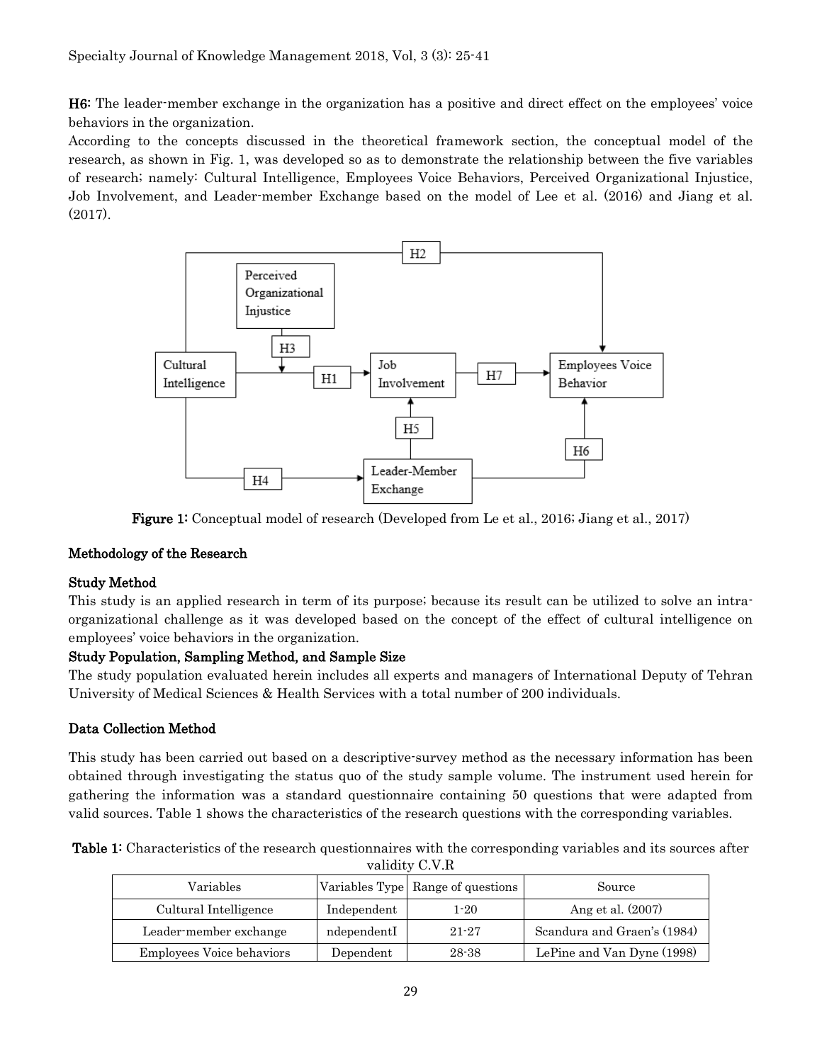**H6:** The leader-member exchange in the organization has a positive and direct effect on the employees' voice behaviors in the organization.

According to the concepts discussed in the theoretical framework section, the conceptual model of the research, as shown in Fig. 1, was developed so as to demonstrate the relationship between the five variables of research; namely: Cultural Intelligence, Employees Voice Behaviors, Perceived Organizational Injustice, Job Involvement, and Leader-member Exchange based on the model of Lee et al. (2016) and Jiang et al. (2017).

**Figure 1:** Conceptual model of research (Developed from Le et al., 2016; Jiang et al., 2017)

## Methodology of the Research

### Study Method

This study is an applied research in term of its purpose; because its result can be utilized to solve an intra-organizational challenge as it was developed based on the concept of the effect of cultural intelligence on employees' voice behaviors in the organization.

### Study Population, Sampling Method, and Sample Size

The study population evaluated herein includes all experts and managers of International Deputy of Tehran University of Medical Sciences & Health Services with a total number of 200 individuals.

### Data Collection Method

This study has been carried out based on a descriptive-survey method as the necessary information has been obtained through investigating the status quo of the study sample volume. The instrument used herein for gathering the information was a standard questionnaire containing 50 questions that were adapted from valid sources. Table 1 shows the characteristics of the research questions with the corresponding variables.

**Table 1:** Characteristics of the research questionnaires with the corresponding variables and its sources after validity C.V.R

| Variables | Variables Type | Range of questions | Source |
|---|---|---|---|
| Cultural Intelligence | Independent | 1-20 | Ang et al. (2007) |
| Leader-member exchange | ndependentI | 21-27 | Scandura and Graen's (1984) |
| Employees Voice behaviors | Dependent | 28-38 | LePine and Van Dyne (1998) |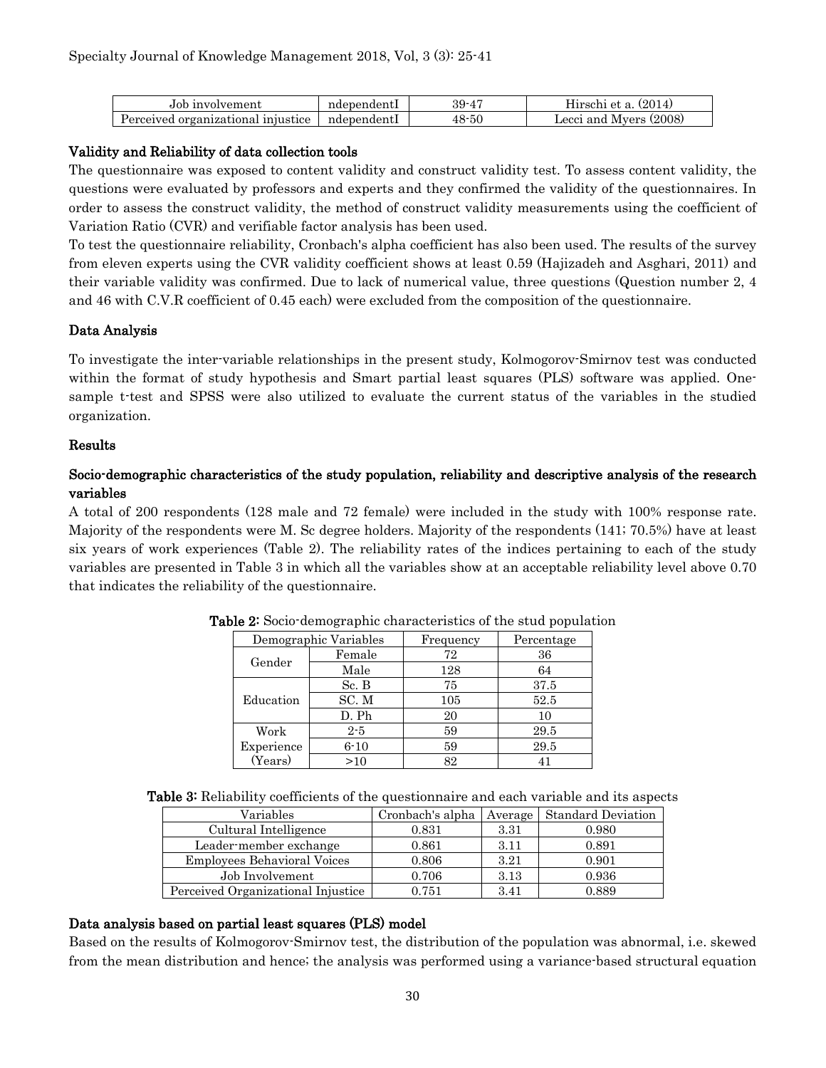| Job involvement | ndependentI | 39-47 | Hirschi et a. (2014) |
|---|---|---|---|
| Perceived organizational injustice | ndependentI | 48-50 | Lecci and Myers (2008) |

## Validity and Reliability of data collection tools

The questionnaire was exposed to content validity and construct validity test. To assess content validity, the questions were evaluated by professors and experts and they confirmed the validity of the questionnaires. In order to assess the construct validity, the method of construct validity measurements using the coefficient of Variation Ratio (CVR) and verifiable factor analysis has been used.

To test the questionnaire reliability, Cronbach's alpha coefficient has also been used. The results of the survey from eleven experts using the CVR validity coefficient shows at least 0.59 (Hajizadeh and Asghari, 2011) and their variable validity was confirmed. Due to lack of numerical value, three questions (Question number 2, 4 and 46 with C.V.R coefficient of 0.45 each) were excluded from the composition of the questionnaire.

## Data Analysis

To investigate the inter-variable relationships in the present study, Kolmogorov-Smirnov test was conducted within the format of study hypothesis and Smart partial least squares (PLS) software was applied. One-sample t-test and SPSS were also utilized to evaluate the current status of the variables in the studied organization.

## Results

### Socio-demographic characteristics of the study population, reliability and descriptive analysis of the research variables

A total of 200 respondents (128 male and 72 female) were included in the study with 100% response rate. Majority of the respondents were M. Sc degree holders. Majority of the respondents (141; 70.5%) have at least six years of work experiences (Table 2). The reliability rates of the indices pertaining to each of the study variables are presented in Table 3 in which all the variables show at an acceptable reliability level above 0.70 that indicates the reliability of the questionnaire.

**Table 2:** Socio-demographic characteristics of the stud population

| Demographic Variables | | Frequency | Percentage |
|---|---|---|---|
| Gender | Female | 72 | 36 |
| | Male | 128 | 64 |
| Education | Sc. B | 75 | 37.5 |
| | SC. M | 105 | 52.5 |
| | D. Ph | 20 | 10 |
| Work Experience (Years) | 2-5 | 59 | 29.5 |
| | 6-10 | 59 | 29.5 |
| | >10 | 82 | 41 |

**Table 3:** Reliability coefficients of the questionnaire and each variable and its aspects

| Variables | Cronbach's alpha | Average | Standard Deviation |
|---|---|---|---|
| Cultural Intelligence | 0.831 | 3.31 | 0.980 |
| Leader-member exchange | 0.861 | 3.11 | 0.891 |
| Employees Behavioral Voices | 0.806 | 3.21 | 0.901 |
| Job Involvement | 0.706 | 3.13 | 0.936 |
| Perceived Organizational Injustice | 0.751 | 3.41 | 0.889 |

### Data analysis based on partial least squares (PLS) model

Based on the results of Kolmogorov-Smirnov test, the distribution of the population was abnormal, i.e. skewed from the mean distribution and hence; the analysis was performed using a variance-based structural equation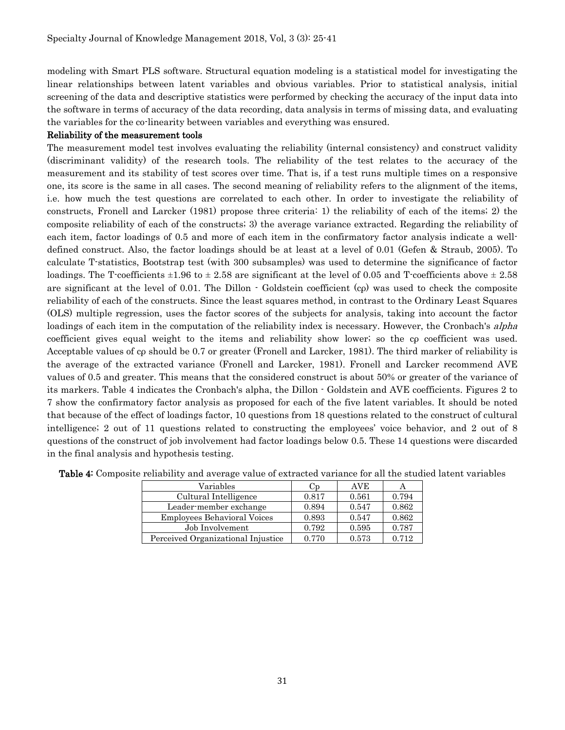modeling with Smart PLS software. Structural equation modeling is a statistical model for investigating the linear relationships between latent variables and obvious variables. Prior to statistical analysis, initial screening of the data and descriptive statistics were performed by checking the accuracy of the input data into the software in terms of accuracy of the data recording, data analysis in terms of missing data, and evaluating the variables for the co-linearity between variables and everything was ensured.

**Reliability of the measurement tools**

The measurement model test involves evaluating the reliability (internal consistency) and construct validity (discriminant validity) of the research tools. The reliability of the test relates to the accuracy of the measurement and its stability of test scores over time. That is, if a test runs multiple times on a responsive one, its score is the same in all cases. The second meaning of reliability refers to the alignment of the items, i.e. how much the test questions are correlated to each other. In order to investigate the reliability of constructs, Fronell and Larcker (1981) propose three criteria: 1) the reliability of each of the items; 2) the composite reliability of each of the constructs; 3) the average variance extracted. Regarding the reliability of each item, factor loadings of 0.5 and more of each item in the confirmatory factor analysis indicate a well-defined construct. Also, the factor loadings should be at least at a level of 0.01 (Gefen & Straub, 2005). To calculate T-statistics, Bootstrap test (with 300 subsamples) was used to determine the significance of factor loadings. The T-coefficients $\pm 1.96$ to $\pm 2.58$ are significant at the level of 0.05 and T-coefficients above $\pm 2.58$ are significant at the level of 0.01. The Dillon - Goldstein coefficient ($c\rho$) was used to check the composite reliability of each of the constructs. Since the least squares method, in contrast to the Ordinary Least Squares (OLS) multiple regression, uses the factor scores of the subjects for analysis, taking into account the factor loadings of each item in the computation of the reliability index is necessary. However, the Cronbach's *alpha* coefficient gives equal weight to the items and reliability show lower; so the $c\rho$ coefficient was used. Acceptable values of $c\rho$ should be 0.7 or greater (Fronell and Larcker, 1981). The third marker of reliability is the average of the extracted variance (Fronell and Larcker, 1981). Fronell and Larcker recommend AVE values of 0.5 and greater. This means that the considered construct is about 50% or greater of the variance of its markers. Table 4 indicates the Cronbach's alpha, the Dillon - Goldstein and AVE coefficients. Figures 2 to 7 show the confirmatory factor analysis as proposed for each of the five latent variables. It should be noted that because of the effect of loadings factor, 10 questions from 18 questions related to the construct of cultural intelligence; 2 out of 11 questions related to constructing the employees' voice behavior, and 2 out of 8 questions of the construct of job involvement had factor loadings below 0.5. These 14 questions were discarded in the final analysis and hypothesis testing.

**Table 4:** Composite reliability and average value of extracted variance for all the studied latent variables

| Variables | Cp | AVE | A |
|---|---|---|---|
| Cultural Intelligence | 0.817 | 0.561 | 0.794 |
| Leader-member exchange | 0.894 | 0.547 | 0.862 |
| Employees Behavioral Voices | 0.893 | 0.547 | 0.862 |
| Job Involvement | 0.792 | 0.595 | 0.787 |
| Perceived Organizational Injustice | 0.770 | 0.573 | 0.712 |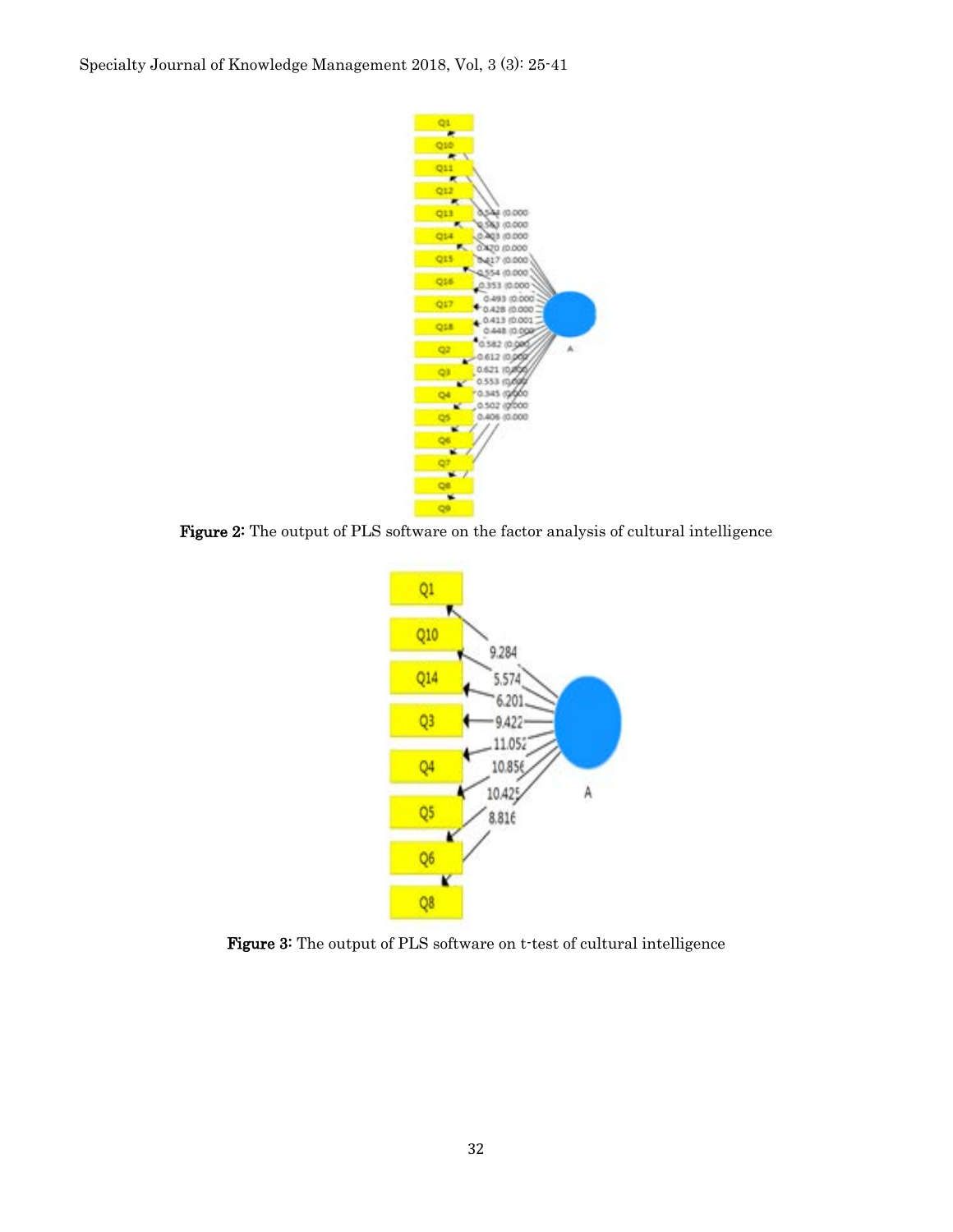Figure 2: The output of PLS software on the factor analysis of cultural intelligence

Figure 3: The output of PLS software on t-test of cultural intelligence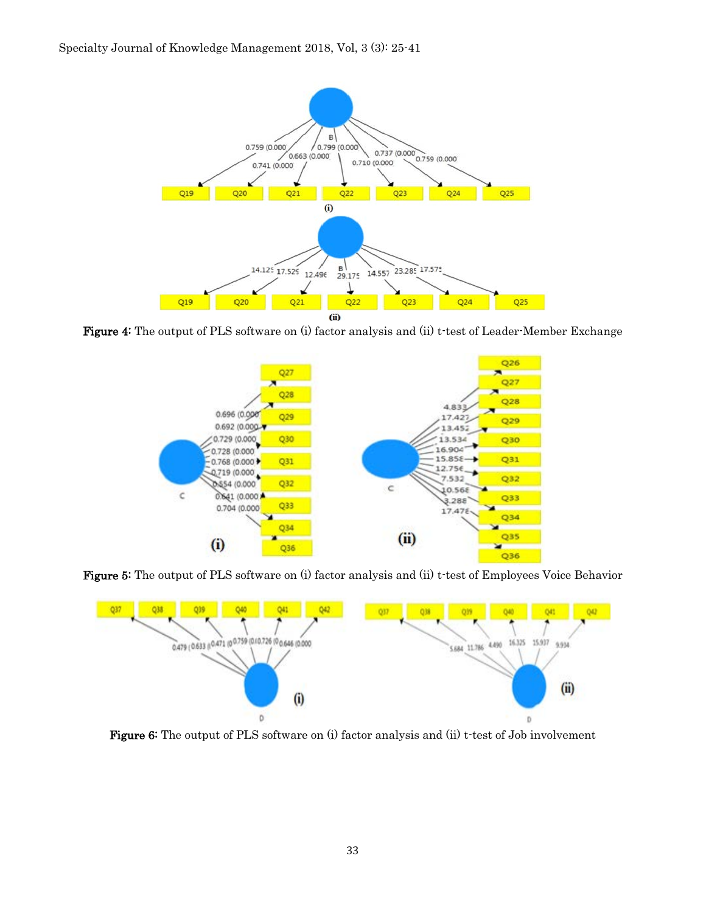Figure 4: The output of PLS software on (i) factor analysis and (ii) t-test of Leader-Member Exchange

Figure 5: The output of PLS software on (i) factor analysis and (ii) t-test of Employees Voice Behavior

Figure 6: The output of PLS software on (i) factor analysis and (ii) t-test of Job involvement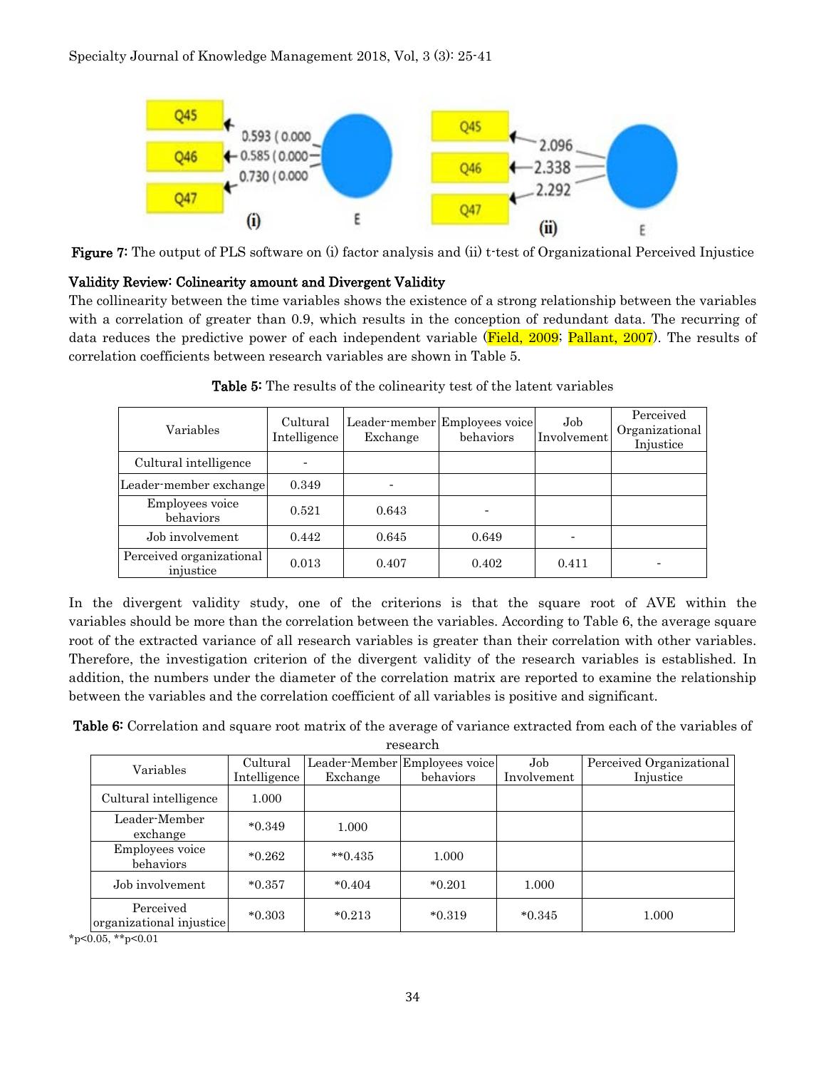Figure 7: The output of PLS software on (i) factor analysis and (ii) t-test of Organizational Perceived Injustice

**Validity Review: Colinearity amount and Divergent Validity**

The collinearity between the time variables shows the existence of a strong relationship between the variables with a correlation of greater than 0.9, which results in the conception of redundant data. The recurring of data reduces the predictive power of each independent variable (Field, 2009; Pallant, 2007). The results of correlation coefficients between research variables are shown in Table 5.

**Table 5:** The results of the colinearity test of the latent variables

| Variables | Cultural Intelligence | Leader-member Exchange | Employees voice behaviors | Job Involvement | Perceived Organizational Injustice |
|---|---|---|---|---|---|
| Cultural intelligence | - | | | | |
| Leader-member exchange | 0.349 | - | | | |
| Employees voice behaviors | 0.521 | 0.643 | - | | |
| Job involvement | 0.442 | 0.645 | 0.649 | - | |
| Perceived organizational injustice | 0.013 | 0.407 | 0.402 | 0.411 | - |

In the divergent validity study, one of the criterions is that the square root of AVE within the variables should be more than the correlation between the variables. According to Table 6, the average square root of the extracted variance of all research variables is greater than their correlation with other variables. Therefore, the investigation criterion of the divergent validity of the research variables is established. In addition, the numbers under the diameter of the correlation matrix are reported to examine the relationship between the variables and the correlation coefficient of all variables is positive and significant.

**Table 6:** Correlation and square root matrix of the average of variance extracted from each of the variables of research

| Variables | Cultural Intelligence | Leader-Member Exchange | Employees voice behaviors | Job Involvement | Perceived Organizational Injustice |
|---|---|---|---|---|---|
| Cultural intelligence | 1.000 | | | | |
| Leader-Member exchange | *0.349 | 1.000 | | | |
| Employees voice behaviors | *0.262 | **0.435 | 1.000 | | |
| Job involvement | *0.357 | *0.404 | *0.201 | 1.000 | |
| Perceived organizational injustice | *0.303 | *0.213 | *0.319 | *0.345 | 1.000 |

*p<0.05, **p<0.01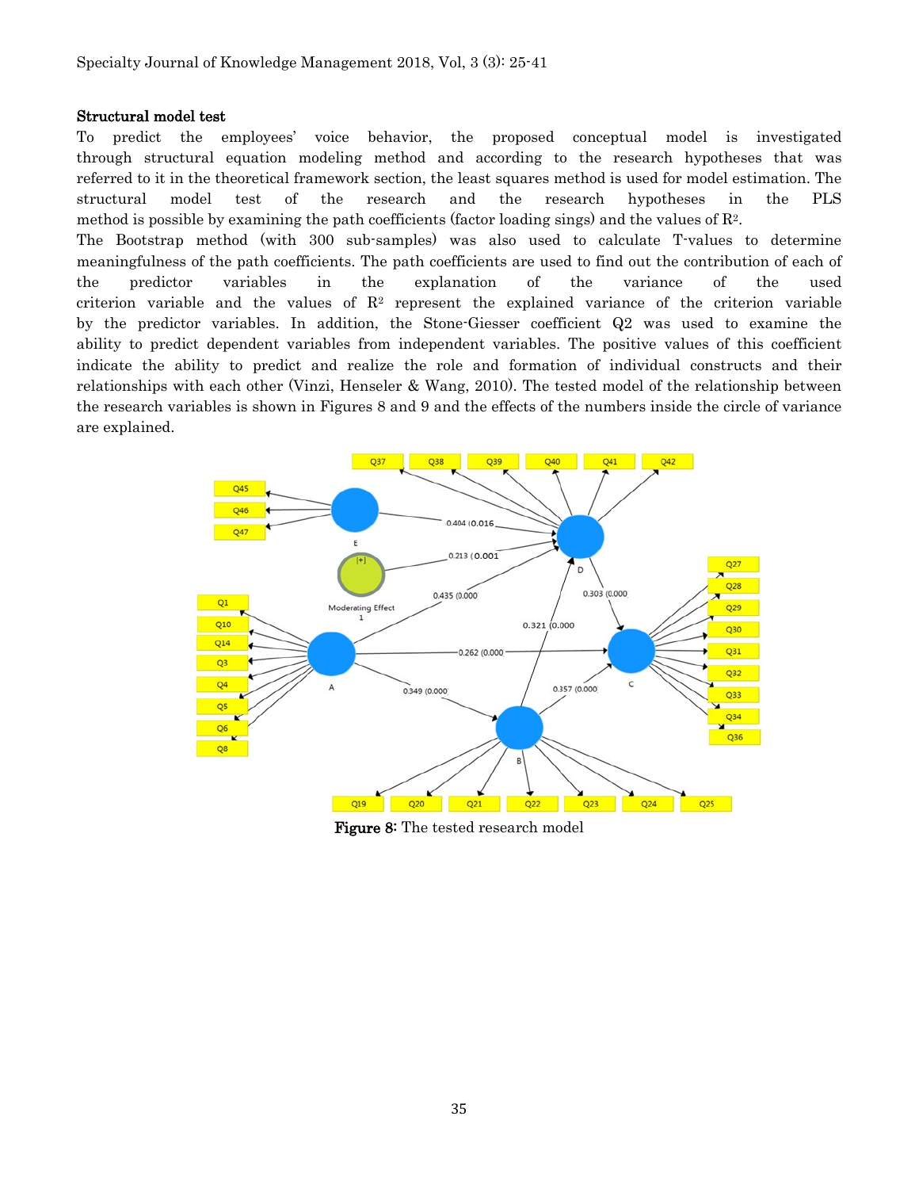**Structural model test**

To predict the employees' voice behavior, the proposed conceptual model is investigated through structural equation modeling method and according to the research hypotheses that was referred to it in the theoretical framework section, the least squares method is used for model estimation. The structural model test of the research and the research hypotheses in the PLS method is possible by examining the path coefficients (factor loading sings) and the values of $R^2$.

The Bootstrap method (with 300 sub-samples) was also used to calculate T-values to determine meaningfulness of the path coefficients. The path coefficients are used to find out the contribution of each of the predictor variables in the explanation of the variance of the used criterion variable and the values of $R^2$ represent the explained variance of the criterion variable by the predictor variables. In addition, the Stone-Giesser coefficient Q2 was used to examine the ability to predict dependent variables from independent variables. The positive values of this coefficient indicate the ability to predict and realize the role and formation of individual constructs and their relationships with each other (Vinzi, Henseler & Wang, 2010). The tested model of the relationship between the research variables is shown in Figures 8 and 9 and the effects of the numbers inside the circle of variance are explained.

**Figure 8**: The tested research model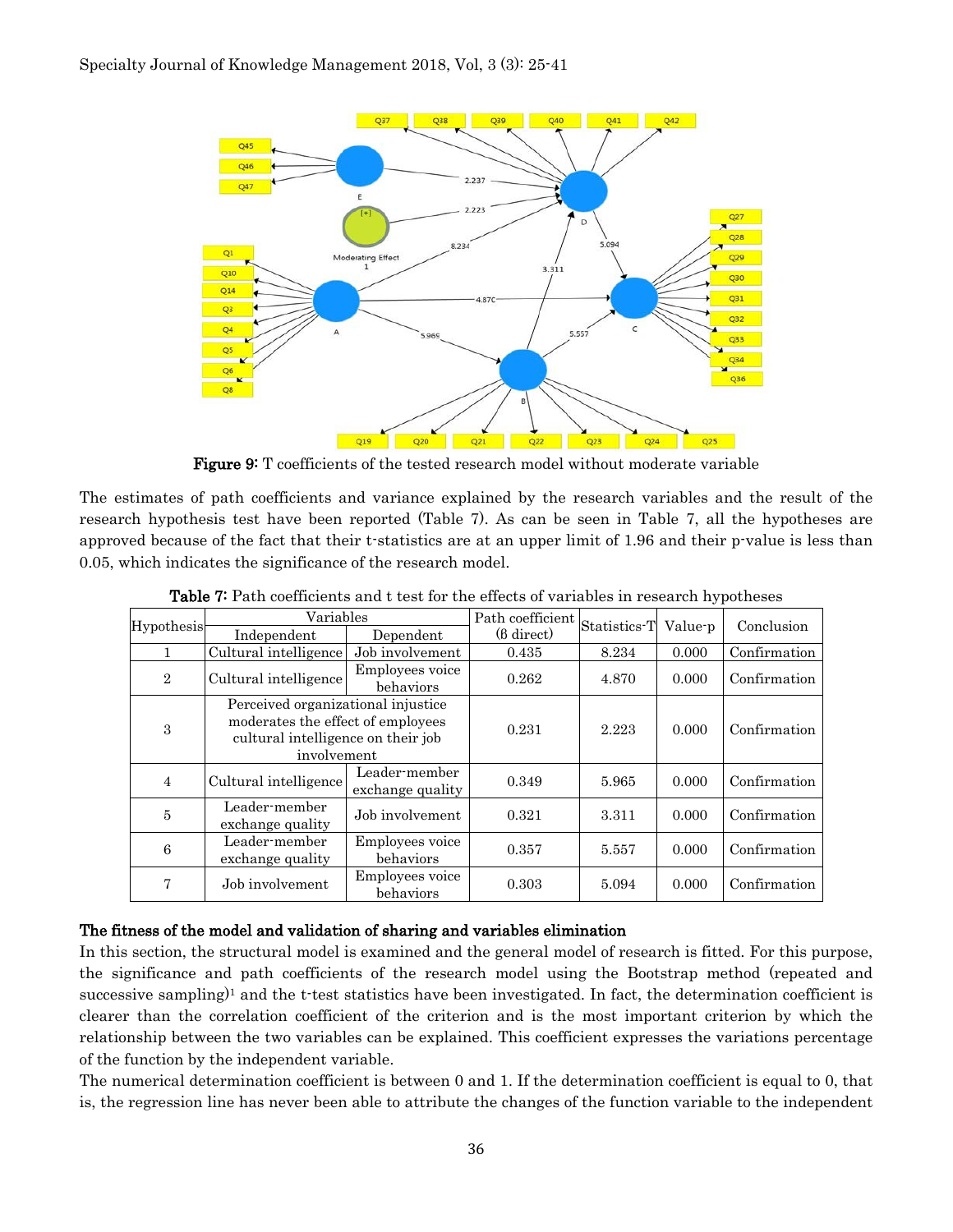Figure 9: T coefficients of the tested research model without moderate variable

The estimates of path coefficients and variance explained by the research variables and the result of the research hypothesis test have been reported (Table 7). As can be seen in Table 7, all the hypotheses are approved because of the fact that their t-statistics are at an upper limit of 1.96 and their p-value is less than 0.05, which indicates the significance of the research model.

Table 7: Path coefficients and t test for the effects of variables in research hypotheses

| Hypothesis | Variables | | Path coefficient (β direct) | Statistics-T | Value-p | Conclusion |
|---|---|---|---|---|---|---|
| | Independent | Dependent | | | | |
| 1 | Cultural intelligence | Job involvement | 0.435 | 8.234 | 0.000 | Confirmation |
| 2 | Cultural intelligence | Employees voice behaviors | 0.262 | 4.870 | 0.000 | Confirmation |
| 3 | Perceived organizational injustice moderates the effect of employees cultural intelligence on their job involvement | | 0.231 | 2.223 | 0.000 | Confirmation |
| 4 | Cultural intelligence | Leader-member exchange quality | 0.349 | 5.965 | 0.000 | Confirmation |
| 5 | Leader-member exchange quality | Job involvement | 0.321 | 3.311 | 0.000 | Confirmation |
| 6 | Leader-member exchange quality | Employees voice behaviors | 0.357 | 5.557 | 0.000 | Confirmation |
| 7 | Job involvement | Employees voice behaviors | 0.303 | 5.094 | 0.000 | Confirmation |

**The fitness of the model and validation of sharing and variables elimination**

In this section, the structural model is examined and the general model of research is fitted. For this purpose, the significance and path coefficients of the research model using the Bootstrap method (repeated and successive sampling)[1] and the t-test statistics have been investigated. In fact, the determination coefficient is clearer than the correlation coefficient of the criterion and is the most important criterion by which the relationship between the two variables can be explained. This coefficient expresses the variations percentage of the function by the independent variable.

The numerical determination coefficient is between 0 and 1. If the determination coefficient is equal to 0, that is, the regression line has never been able to attribute the changes of the function variable to the independent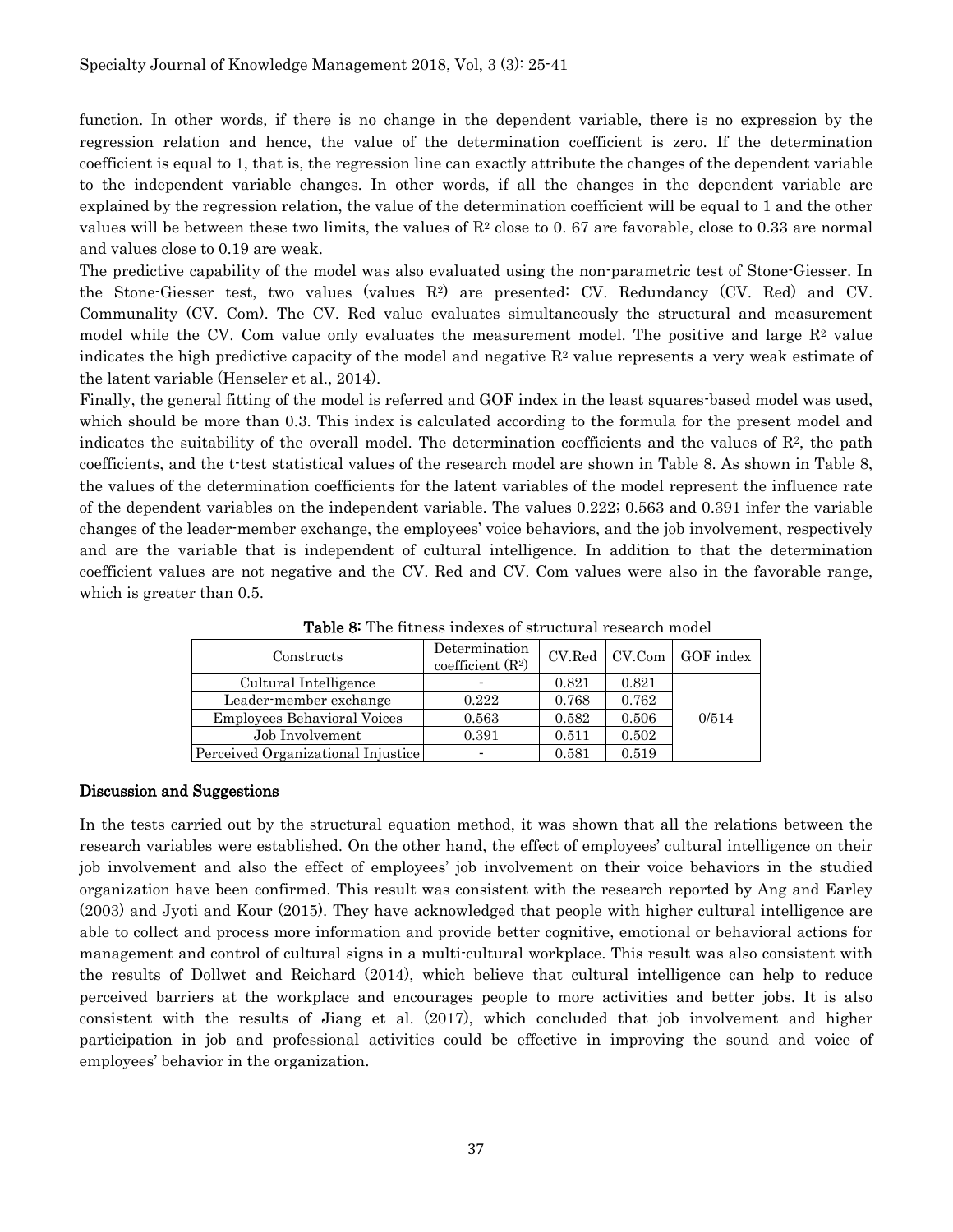function. In other words, if there is no change in the dependent variable, there is no expression by the regression relation and hence, the value of the determination coefficient is zero. If the determination coefficient is equal to 1, that is, the regression line can exactly attribute the changes of the dependent variable to the independent variable changes. In other words, if all the changes in the dependent variable are explained by the regression relation, the value of the determination coefficient will be equal to 1 and the other values will be between these two limits, the values of $R^2$ close to 0. 67 are favorable, close to 0.33 are normal and values close to 0.19 are weak.

The predictive capability of the model was also evaluated using the non-parametric test of Stone-Giesser. In the Stone-Giesser test, two values (values $R^2$) are presented: CV. Redundancy (CV. Red) and CV. Communality (CV. Com). The CV. Red value evaluates simultaneously the structural and measurement model while the CV. Com value only evaluates the measurement model. The positive and large $R^2$ value indicates the high predictive capacity of the model and negative $R^2$ value represents a very weak estimate of the latent variable (Henseler et al., 2014).

Finally, the general fitting of the model is referred and GOF index in the least squares-based model was used, which should be more than 0.3. This index is calculated according to the formula for the present model and indicates the suitability of the overall model. The determination coefficients and the values of $R^2$, the path coefficients, and the t-test statistical values of the research model are shown in Table 8. As shown in Table 8, the values of the determination coefficients for the latent variables of the model represent the influence rate of the dependent variables on the independent variable. The values 0.222; 0.563 and 0.391 infer the variable changes of the leader-member exchange, the employees' voice behaviors, and the job involvement, respectively and are the variable that is independent of cultural intelligence. In addition to that the determination coefficient values are not negative and the CV. Red and CV. Com values were also in the favorable range, which is greater than 0.5.

**Table 8:** The fitness indexes of structural research model

| Constructs | Determination coefficient ($R^2$) | CV.Red | CV.Com | GOF index |
|---|---|---|---|---|
| Cultural Intelligence | - | 0.821 | 0.821 | 0/514 |
| Leader-member exchange | 0.222 | 0.768 | 0.762 | |
| Employees Behavioral Voices | 0.563 | 0.582 | 0.506 | |
| Job Involvement | 0.391 | 0.511 | 0.502 | |
| Perceived Organizational Injustice | - | 0.581 | 0.519 | |

## Discussion and Suggestions

In the tests carried out by the structural equation method, it was shown that all the relations between the research variables were established. On the other hand, the effect of employees' cultural intelligence on their job involvement and also the effect of employees' job involvement on their voice behaviors in the studied organization have been confirmed. This result was consistent with the research reported by Ang and Earley (2003) and Jyoti and Kour (2015). They have acknowledged that people with higher cultural intelligence are able to collect and process more information and provide better cognitive, emotional or behavioral actions for management and control of cultural signs in a multi-cultural workplace. This result was also consistent with the results of Dollwet and Reichard (2014), which believe that cultural intelligence can help to reduce perceived barriers at the workplace and encourages people to more activities and better jobs. It is also consistent with the results of Jiang et al. (2017), which concluded that job involvement and higher participation in job and professional activities could be effective in improving the sound and voice of employees' behavior in the organization.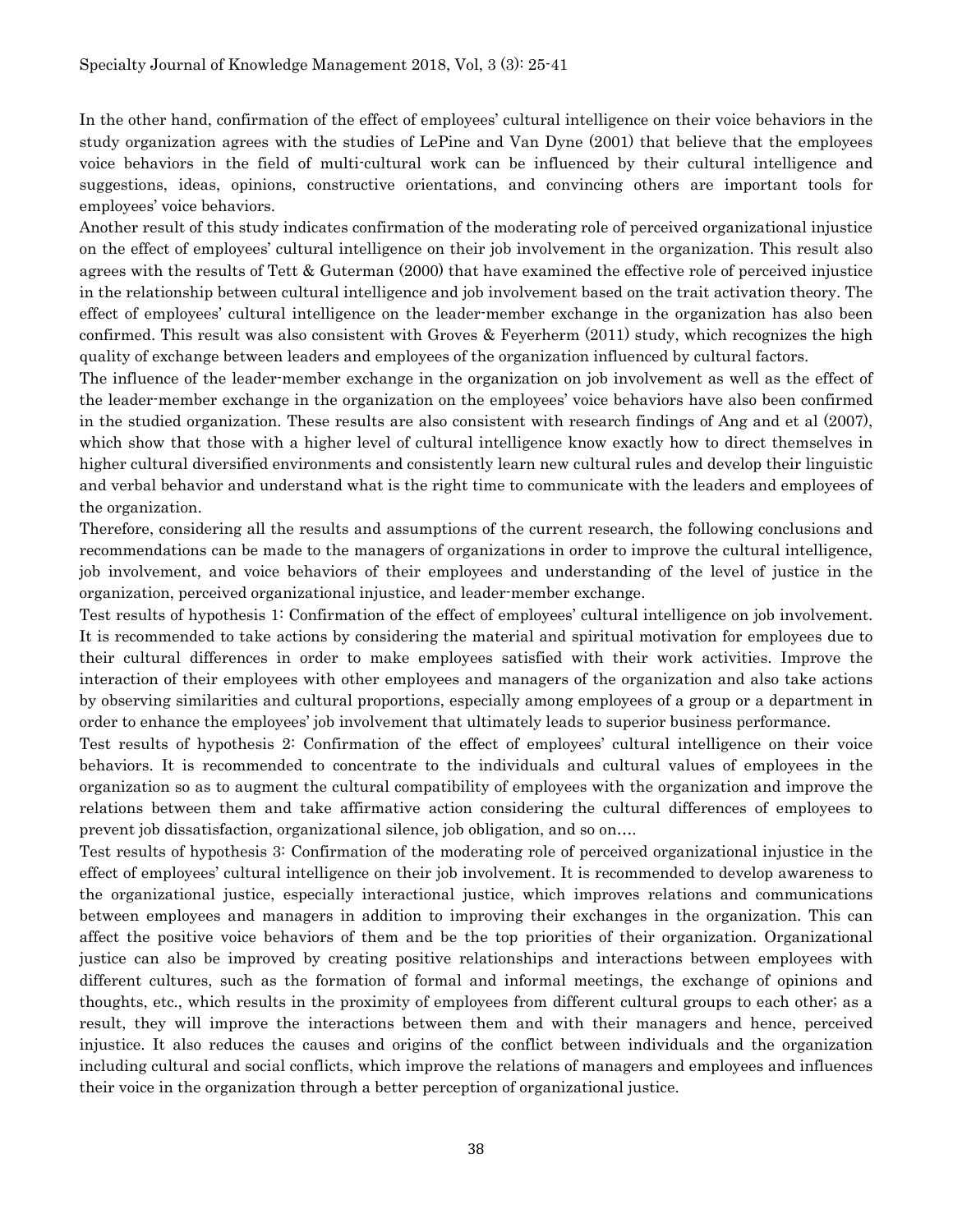In the other hand, confirmation of the effect of employees' cultural intelligence on their voice behaviors in the study organization agrees with the studies of LePine and Van Dyne (2001) that believe that the employees voice behaviors in the field of multi-cultural work can be influenced by their cultural intelligence and suggestions, ideas, opinions, constructive orientations, and convincing others are important tools for employees' voice behaviors.

Another result of this study indicates confirmation of the moderating role of perceived organizational injustice on the effect of employees' cultural intelligence on their job involvement in the organization. This result also agrees with the results of Tett & Guterman (2000) that have examined the effective role of perceived injustice in the relationship between cultural intelligence and job involvement based on the trait activation theory. The effect of employees' cultural intelligence on the leader-member exchange in the organization has also been confirmed. This result was also consistent with Groves & Feyerherm (2011) study, which recognizes the high quality of exchange between leaders and employees of the organization influenced by cultural factors.

The influence of the leader-member exchange in the organization on job involvement as well as the effect of the leader-member exchange in the organization on the employees' voice behaviors have also been confirmed in the studied organization. These results are also consistent with research findings of Ang and et al (2007), which show that those with a higher level of cultural intelligence know exactly how to direct themselves in higher cultural diversified environments and consistently learn new cultural rules and develop their linguistic and verbal behavior and understand what is the right time to communicate with the leaders and employees of the organization.

Therefore, considering all the results and assumptions of the current research, the following conclusions and recommendations can be made to the managers of organizations in order to improve the cultural intelligence, job involvement, and voice behaviors of their employees and understanding of the level of justice in the organization, perceived organizational injustice, and leader-member exchange.

Test results of hypothesis 1: Confirmation of the effect of employees' cultural intelligence on job involvement. It is recommended to take actions by considering the material and spiritual motivation for employees due to their cultural differences in order to make employees satisfied with their work activities. Improve the interaction of their employees with other employees and managers of the organization and also take actions by observing similarities and cultural proportions, especially among employees of a group or a department in order to enhance the employees' job involvement that ultimately leads to superior business performance.

Test results of hypothesis 2: Confirmation of the effect of employees' cultural intelligence on their voice behaviors. It is recommended to concentrate to the individuals and cultural values of employees in the organization so as to augment the cultural compatibility of employees with the organization and improve the relations between them and take affirmative action considering the cultural differences of employees to prevent job dissatisfaction, organizational silence, job obligation, and so on….

Test results of hypothesis 3: Confirmation of the moderating role of perceived organizational injustice in the effect of employees' cultural intelligence on their job involvement. It is recommended to develop awareness to the organizational justice, especially interactional justice, which improves relations and communications between employees and managers in addition to improving their exchanges in the organization. This can affect the positive voice behaviors of them and be the top priorities of their organization. Organizational justice can also be improved by creating positive relationships and interactions between employees with different cultures, such as the formation of formal and informal meetings, the exchange of opinions and thoughts, etc., which results in the proximity of employees from different cultural groups to each other; as a result, they will improve the interactions between them and with their managers and hence, perceived injustice. It also reduces the causes and origins of the conflict between individuals and the organization including cultural and social conflicts, which improve the relations of managers and employees and influences their voice in the organization through a better perception of organizational justice.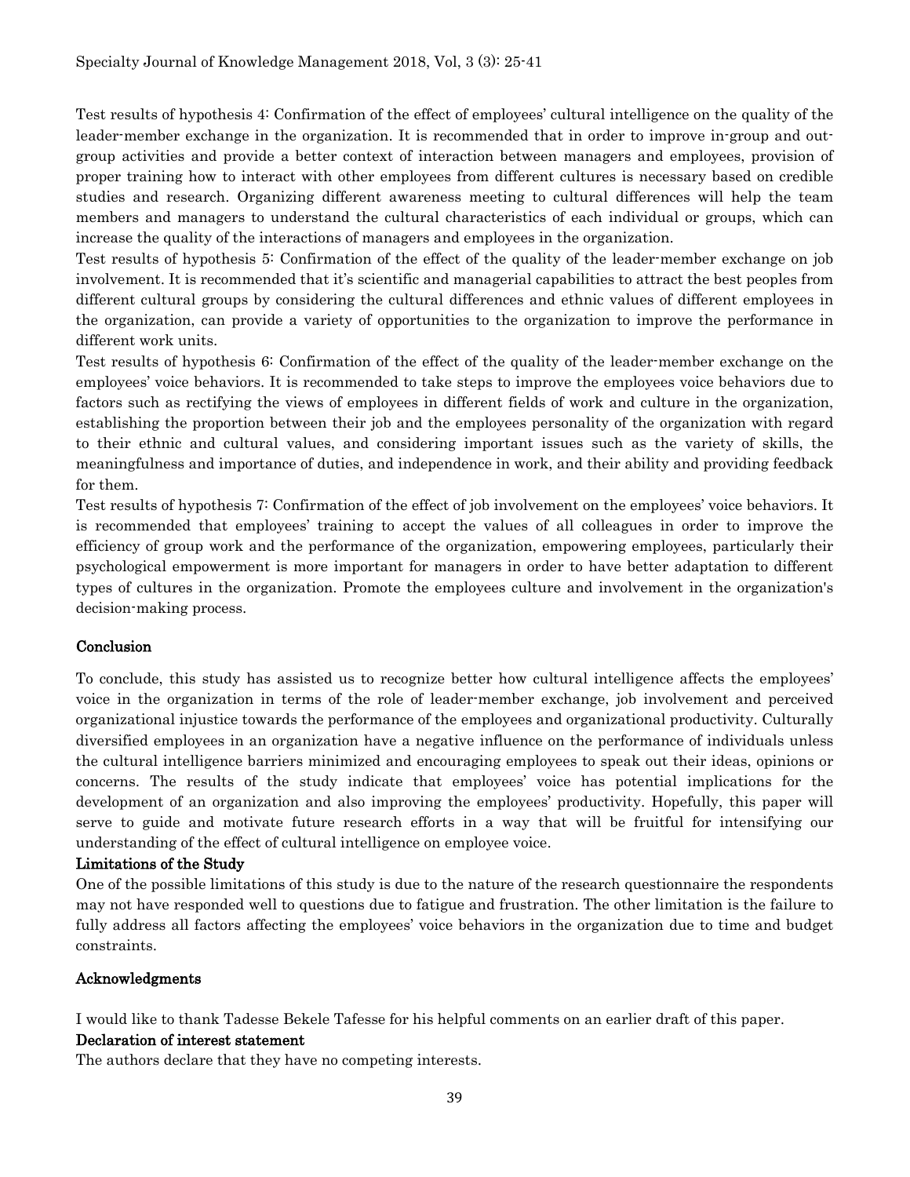Test results of hypothesis 4: Confirmation of the effect of employees' cultural intelligence on the quality of the leader-member exchange in the organization. It is recommended that in order to improve in-group and out-group activities and provide a better context of interaction between managers and employees, provision of proper training how to interact with other employees from different cultures is necessary based on credible studies and research. Organizing different awareness meeting to cultural differences will help the team members and managers to understand the cultural characteristics of each individual or groups, which can increase the quality of the interactions of managers and employees in the organization.

Test results of hypothesis 5: Confirmation of the effect of the quality of the leader-member exchange on job involvement. It is recommended that it's scientific and managerial capabilities to attract the best peoples from different cultural groups by considering the cultural differences and ethnic values of different employees in the organization, can provide a variety of opportunities to the organization to improve the performance in different work units.

Test results of hypothesis 6: Confirmation of the effect of the quality of the leader-member exchange on the employees' voice behaviors. It is recommended to take steps to improve the employees voice behaviors due to factors such as rectifying the views of employees in different fields of work and culture in the organization, establishing the proportion between their job and the employees personality of the organization with regard to their ethnic and cultural values, and considering important issues such as the variety of skills, the meaningfulness and importance of duties, and independence in work, and their ability and providing feedback for them.

Test results of hypothesis 7: Confirmation of the effect of job involvement on the employees' voice behaviors. It is recommended that employees' training to accept the values of all colleagues in order to improve the efficiency of group work and the performance of the organization, empowering employees, particularly their psychological empowerment is more important for managers in order to have better adaptation to different types of cultures in the organization. Promote the employees culture and involvement in the organization's decision-making process.

## Conclusion

To conclude, this study has assisted us to recognize better how cultural intelligence affects the employees' voice in the organization in terms of the role of leader-member exchange, job involvement and perceived organizational injustice towards the performance of the employees and organizational productivity. Culturally diversified employees in an organization have a negative influence on the performance of individuals unless the cultural intelligence barriers minimized and encouraging employees to speak out their ideas, opinions or concerns. The results of the study indicate that employees' voice has potential implications for the development of an organization and also improving the employees' productivity. Hopefully, this paper will serve to guide and motivate future research efforts in a way that will be fruitful for intensifying our understanding of the effect of cultural intelligence on employee voice.

## Limitations of the Study

One of the possible limitations of this study is due to the nature of the research questionnaire the respondents may not have responded well to questions due to fatigue and frustration. The other limitation is the failure to fully address all factors affecting the employees' voice behaviors in the organization due to time and budget constraints.

## Acknowledgments

I would like to thank Tadesse Bekele Tafesse for his helpful comments on an earlier draft of this paper.

## Declaration of interest statement

The authors declare that they have no competing interests.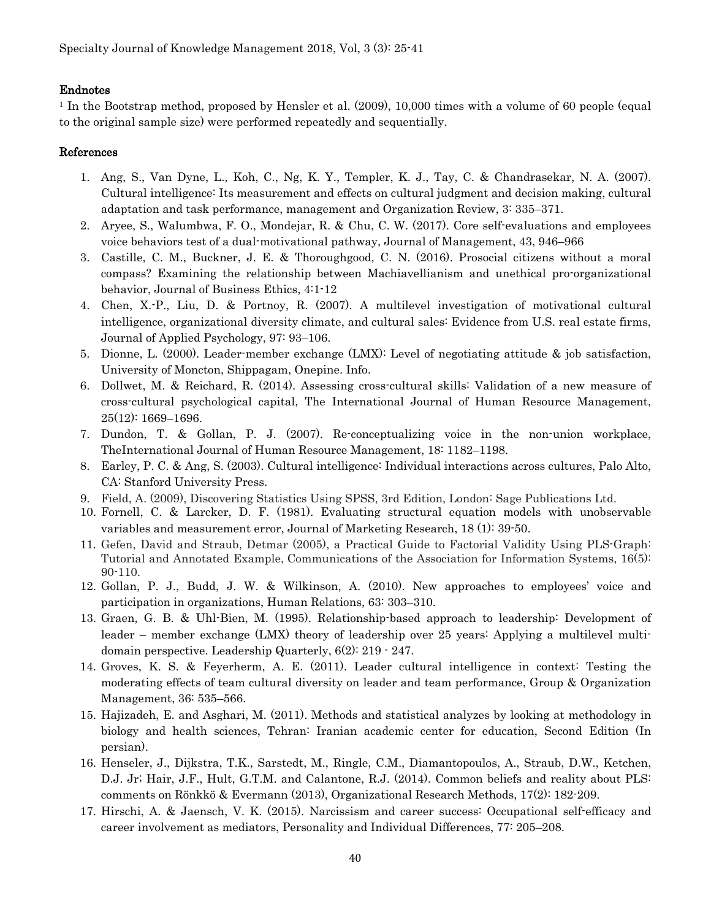## Endnotes

[1] In the Bootstrap method, proposed by Hensler et al. (2009), 10,000 times with a volume of 60 people (equal to the original sample size) were performed repeatedly and sequentially.

## References

1. Ang, S., Van Dyne, L., Koh, C., Ng, K. Y., Templer, K. J., Tay, C. & Chandrasekar, N. A. (2007). Cultural intelligence: Its measurement and effects on cultural judgment and decision making, cultural adaptation and task performance, management and Organization Review, 3: 335–371.
2. Aryee, S., Walumbwa, F. O., Mondejar, R. & Chu, C. W. (2017). Core self-evaluations and employees voice behaviors test of a dual-motivational pathway, Journal of Management, 43, 946–966
3. Castille, C. M., Buckner, J. E. & Thoroughgood, C. N. (2016). Prosocial citizens without a moral compass? Examining the relationship between Machiavellianism and unethical pro-organizational behavior, Journal of Business Ethics, 4:1-12
4. Chen, X.-P., Liu, D. & Portnoy, R. (2007). A multilevel investigation of motivational cultural intelligence, organizational diversity climate, and cultural sales: Evidence from U.S. real estate firms, Journal of Applied Psychology, 97: 93–106.
5. Dionne, L. (2000). Leader-member exchange (LMX): Level of negotiating attitude & job satisfaction, University of Moncton, Shippagam, Onepine. Info.
6. Dollwet, M. & Reichard, R. (2014). Assessing cross-cultural skills: Validation of a new measure of cross-cultural psychological capital, The International Journal of Human Resource Management, 25(12): 1669–1696.
7. Dundon, T. & Gollan, P. J. (2007). Re-conceptualizing voice in the non-union workplace, TheInternational Journal of Human Resource Management, 18: 1182–1198.
8. Earley, P. C. & Ang, S. (2003). Cultural intelligence: Individual interactions across cultures, Palo Alto, CA: Stanford University Press.
9. Field, A. (2009), Discovering Statistics Using SPSS, 3rd Edition, London: Sage Publications Ltd.
10. Fornell, C. & Larcker, D. F. (1981). Evaluating structural equation models with unobservable variables and measurement error, Journal of Marketing Research, 18 (1): 39-50.
11. Gefen, David and Straub, Detmar (2005), a Practical Guide to Factorial Validity Using PLS-Graph: Tutorial and Annotated Example, Communications of the Association for Information Systems, 16(5): 90-110.
12. Gollan, P. J., Budd, J. W. & Wilkinson, A. (2010). New approaches to employees' voice and participation in organizations, Human Relations, 63: 303–310.
13. Graen, G. B. & Uhl-Bien, M. (1995). Relationship-based approach to leadership: Development of leader – member exchange (LMX) theory of leadership over 25 years: Applying a multilevel multi-domain perspective. Leadership Quarterly, 6(2): 219 - 247.
14. Groves, K. S. & Feyerherm, A. E. (2011). Leader cultural intelligence in context: Testing the moderating effects of team cultural diversity on leader and team performance, Group & Organization Management, 36: 535–566.
15. Hajizadeh, E. and Asghari, M. (2011). Methods and statistical analyzes by looking at methodology in biology and health sciences, Tehran: Iranian academic center for education, Second Edition (In persian).
16. Henseler, J., Dijkstra, T.K., Sarstedt, M., Ringle, C.M., Diamantopoulos, A., Straub, D.W., Ketchen, D.J. Jr; Hair, J.F., Hult, G.T.M. and Calantone, R.J. (2014). Common beliefs and reality about PLS: comments on Rönkkö & Evermann (2013), Organizational Research Methods, 17(2): 182-209.
17. Hirschi, A. & Jaensch, V. K. (2015). Narcissism and career success: Occupational self-efficacy and career involvement as mediators, Personality and Individual Differences, 77: 205–208.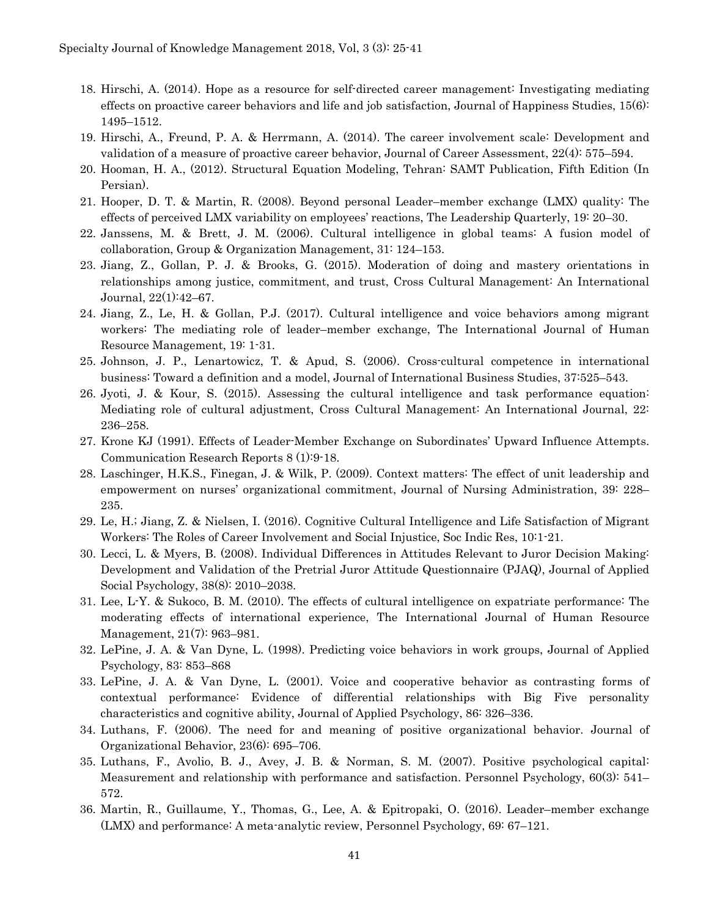18. Hirschi, A. (2014). Hope as a resource for self-directed career management: Investigating mediating effects on proactive career behaviors and life and job satisfaction, Journal of Happiness Studies, 15(6): 1495–1512.
19. Hirschi, A., Freund, P. A. & Herrmann, A. (2014). The career involvement scale: Development and validation of a measure of proactive career behavior, Journal of Career Assessment, 22(4): 575–594.
20. Hooman, H. A., (2012). Structural Equation Modeling, Tehran: SAMT Publication, Fifth Edition (In Persian).
21. Hooper, D. T. & Martin, R. (2008). Beyond personal Leader–member exchange (LMX) quality: The effects of perceived LMX variability on employees' reactions, The Leadership Quarterly, 19: 20–30.
22. Janssens, M. & Brett, J. M. (2006). Cultural intelligence in global teams: A fusion model of collaboration, Group & Organization Management, 31: 124–153.
23. Jiang, Z., Gollan, P. J. & Brooks, G. (2015). Moderation of doing and mastery orientations in relationships among justice, commitment, and trust, Cross Cultural Management: An International Journal, 22(1):42–67.
24. Jiang, Z., Le, H. & Gollan, P.J. (2017). Cultural intelligence and voice behaviors among migrant workers: The mediating role of leader–member exchange, The International Journal of Human Resource Management, 19: 1-31.
25. Johnson, J. P., Lenartowicz, T. & Apud, S. (2006). Cross-cultural competence in international business: Toward a definition and a model, Journal of International Business Studies, 37:525–543.
26. Jyoti, J. & Kour, S. (2015). Assessing the cultural intelligence and task performance equation: Mediating role of cultural adjustment, Cross Cultural Management: An International Journal, 22: 236–258.
27. Krone KJ (1991). Effects of Leader-Member Exchange on Subordinates' Upward Influence Attempts. Communication Research Reports 8 (1):9-18.
28. Laschinger, H.K.S., Finegan, J. & Wilk, P. (2009). Context matters: The effect of unit leadership and empowerment on nurses' organizational commitment, Journal of Nursing Administration, 39: 228–235.
29. Le, H.; Jiang, Z. & Nielsen, I. (2016). Cognitive Cultural Intelligence and Life Satisfaction of Migrant Workers: The Roles of Career Involvement and Social Injustice, Soc Indic Res, 10:1-21.
30. Lecci, L. & Myers, B. (2008). Individual Differences in Attitudes Relevant to Juror Decision Making: Development and Validation of the Pretrial Juror Attitude Questionnaire (PJAQ), Journal of Applied Social Psychology, 38(8): 2010–2038.
31. Lee, L-Y. & Sukoco, B. M. (2010). The effects of cultural intelligence on expatriate performance: The moderating effects of international experience, The International Journal of Human Resource Management, 21(7): 963–981.
32. LePine, J. A. & Van Dyne, L. (1998). Predicting voice behaviors in work groups, Journal of Applied Psychology, 83: 853–868
33. LePine, J. A. & Van Dyne, L. (2001). Voice and cooperative behavior as contrasting forms of contextual performance: Evidence of differential relationships with Big Five personality characteristics and cognitive ability, Journal of Applied Psychology, 86: 326–336.
34. Luthans, F. (2006). The need for and meaning of positive organizational behavior. Journal of Organizational Behavior, 23(6): 695–706.
35. Luthans, F., Avolio, B. J., Avey, J. B. & Norman, S. M. (2007). Positive psychological capital: Measurement and relationship with performance and satisfaction. Personnel Psychology, 60(3): 541–572.
36. Martin, R., Guillaume, Y., Thomas, G., Lee, A. & Epitropaki, O. (2016). Leader–member exchange (LMX) and performance: A meta-analytic review, Personnel Psychology, 69: 67–121.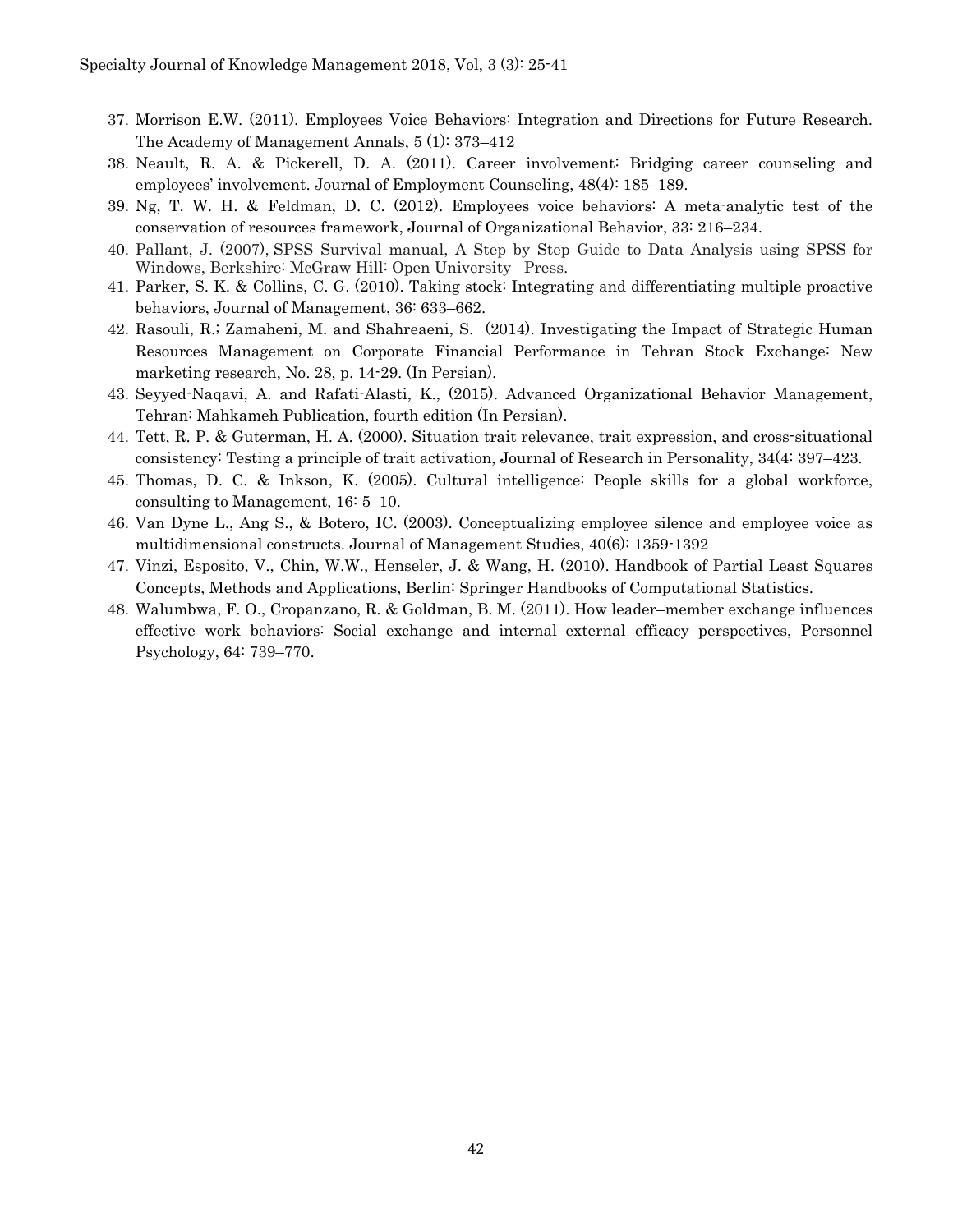37. Morrison E.W. (2011). Employees Voice Behaviors: Integration and Directions for Future Research. The Academy of Management Annals, 5 (1): 373–412
38. Neault, R. A. & Pickerell, D. A. (2011). Career involvement: Bridging career counseling and employees' involvement. Journal of Employment Counseling, 48(4): 185–189.
39. Ng, T. W. H. & Feldman, D. C. (2012). Employees voice behaviors: A meta-analytic test of the conservation of resources framework, Journal of Organizational Behavior, 33: 216–234.
40. Pallant, J. (2007), SPSS Survival manual, A Step by Step Guide to Data Analysis using SPSS for Windows, Berkshire: McGraw Hill: Open University Press.
41. Parker, S. K. & Collins, C. G. (2010). Taking stock: Integrating and differentiating multiple proactive behaviors, Journal of Management, 36: 633–662.
42. Rasouli, R.; Zamaheni, M. and Shahreaeni, S. (2014). Investigating the Impact of Strategic Human Resources Management on Corporate Financial Performance in Tehran Stock Exchange: New marketing research, No. 28, p. 14-29. (In Persian).
43. Seyyed-Naqavi, A. and Rafati-Alasti, K., (2015). Advanced Organizational Behavior Management, Tehran: Mahkameh Publication, fourth edition (In Persian).
44. Tett, R. P. & Guterman, H. A. (2000). Situation trait relevance, trait expression, and cross-situational consistency: Testing a principle of trait activation, Journal of Research in Personality, 34(4: 397–423.
45. Thomas, D. C. & Inkson, K. (2005). Cultural intelligence: People skills for a global workforce, consulting to Management, 16: 5–10.
46. Van Dyne L., Ang S., & Botero, IC. (2003). Conceptualizing employee silence and employee voice as multidimensional constructs. Journal of Management Studies, 40(6): 1359-1392
47. Vinzi, Esposito, V., Chin, W.W., Henseler, J. & Wang, H. (2010). Handbook of Partial Least Squares Concepts, Methods and Applications, Berlin: Springer Handbooks of Computational Statistics.
48. Walumbwa, F. O., Cropanzano, R. & Goldman, B. M. (2011). How leader–member exchange influences effective work behaviors: Social exchange and internal–external efficacy perspectives, Personnel Psychology, 64: 739–770.